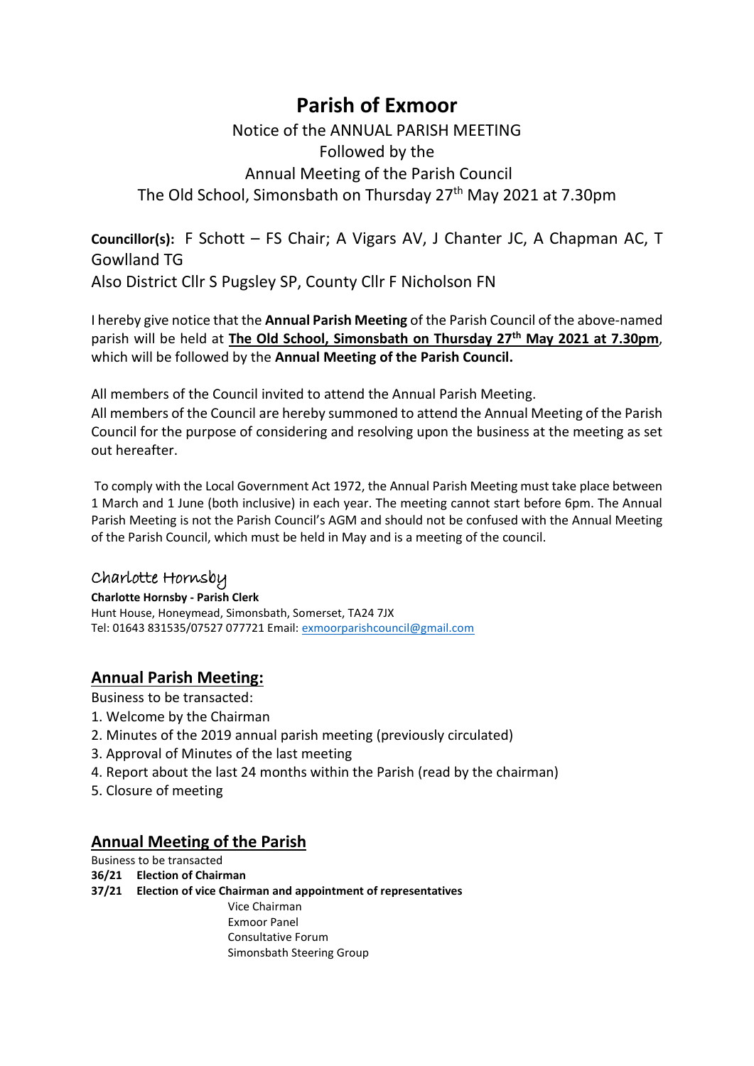# Parish of Exmoor

Notice of the ANNUAL PARISH MEETING
Followed by the
Annual Meeting of the Parish Council
The Old School, Simonsbath on Thursday 27th May 2021 at 7.30pm

**Councillor(s):** F Schott – FS Chair; A Vigars AV, J Chanter JC, A Chapman AC, T Gowlland TG
Also District Cllr S Pugsley SP, County Cllr F Nicholson FN

I hereby give notice that the **Annual Parish Meeting** of the Parish Council of the above-named parish will be held at **The Old School, Simonsbath on Thursday 27th May 2021 at 7.30pm**, which will be followed by the **Annual Meeting of the Parish Council.**

All members of the Council invited to attend the Annual Parish Meeting.
All members of the Council are hereby summoned to attend the Annual Meeting of the Parish Council for the purpose of considering and resolving upon the business at the meeting as set out hereafter.

To comply with the Local Government Act 1972, the Annual Parish Meeting must take place between 1 March and 1 June (both inclusive) in each year. The meeting cannot start before 6pm. The Annual Parish Meeting is not the Parish Council's AGM and should not be confused with the Annual Meeting of the Parish Council, which must be held in May and is a meeting of the council.

Charlotte Hornsby
**Charlotte Hornsby - Parish Clerk**
Hunt House, Honeymead, Simonsbath, Somerset, TA24 7JX
Tel: 01643 831535/07527 077721 Email: exmoorparishcouncil@gmail.com

## Annual Parish Meeting:

Business to be transacted:

1. Welcome by the Chairman
2. Minutes of the 2019 annual parish meeting (previously circulated)
3. Approval of Minutes of the last meeting
4. Report about the last 24 months within the Parish (read by the chairman)
5. Closure of meeting

## Annual Meeting of the Parish

Business to be transacted

**36/21 Election of Chairman**

**37/21 Election of vice Chairman and appointment of representatives**

- Vice Chairman
- Exmoor Panel
- Consultative Forum
- Simonsbath Steering Group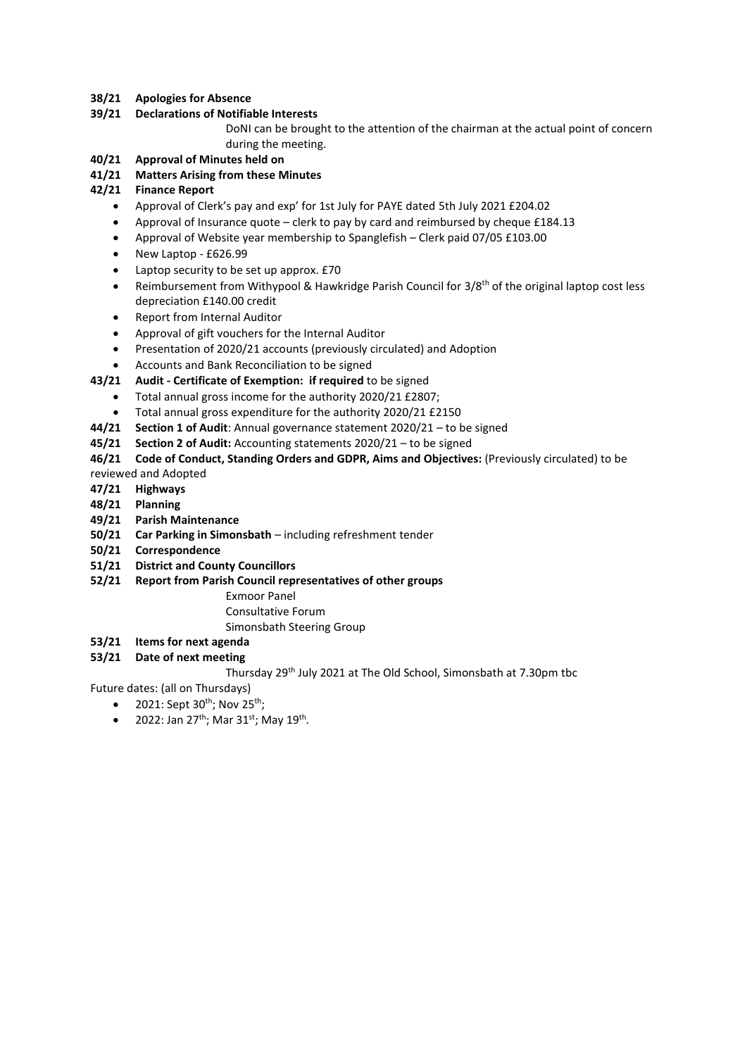**38/21 Apologies for Absence**

**39/21 Declarations of Notifiable Interests**

DoNI can be brought to the attention of the chairman at the actual point of concern during the meeting.

**40/21 Approval of Minutes held on**

**41/21 Matters Arising from these Minutes**

**42/21 Finance Report**

- Approval of Clerk's pay and exp' for 1st July for PAYE dated 5th July 2021 £204.02
- Approval of Insurance quote – clerk to pay by card and reimbursed by cheque £184.13
- Approval of Website year membership to Spanglefish – Clerk paid 07/05 £103.00
- New Laptop - £626.99
- Laptop security to be set up approx. £70
- Reimbursement from Withypool & Hawkridge Parish Council for 3/8th of the original laptop cost less depreciation £140.00 credit
- Report from Internal Auditor
- Approval of gift vouchers for the Internal Auditor
- Presentation of 2020/21 accounts (previously circulated) and Adoption
- Accounts and Bank Reconciliation to be signed

**43/21 Audit - Certificate of Exemption: if required** to be signed

- Total annual gross income for the authority 2020/21 £2807;
- Total annual gross expenditure for the authority 2020/21 £2150

**44/21 Section 1 of Audit**: Annual governance statement 2020/21 – to be signed

**45/21 Section 2 of Audit:** Accounting statements 2020/21 – to be signed

**46/21 Code of Conduct, Standing Orders and GDPR, Aims and Objectives:** (Previously circulated) to be reviewed and Adopted

**47/21 Highways**

**48/21 Planning**

**49/21 Parish Maintenance**

**50/21 Car Parking in Simonsbath** – including refreshment tender

**50/21 Correspondence**

**51/21 District and County Councillors**

**52/21 Report from Parish Council representatives of other groups**

Exmoor Panel
Consultative Forum
Simonsbath Steering Group

**53/21 Items for next agenda**

**53/21 Date of next meeting**

Thursday 29th July 2021 at The Old School, Simonsbath at 7.30pm tbc

Future dates: (all on Thursdays)

- 2021: Sept 30th; Nov 25th;
- 2022: Jan 27th; Mar 31st; May 19th.